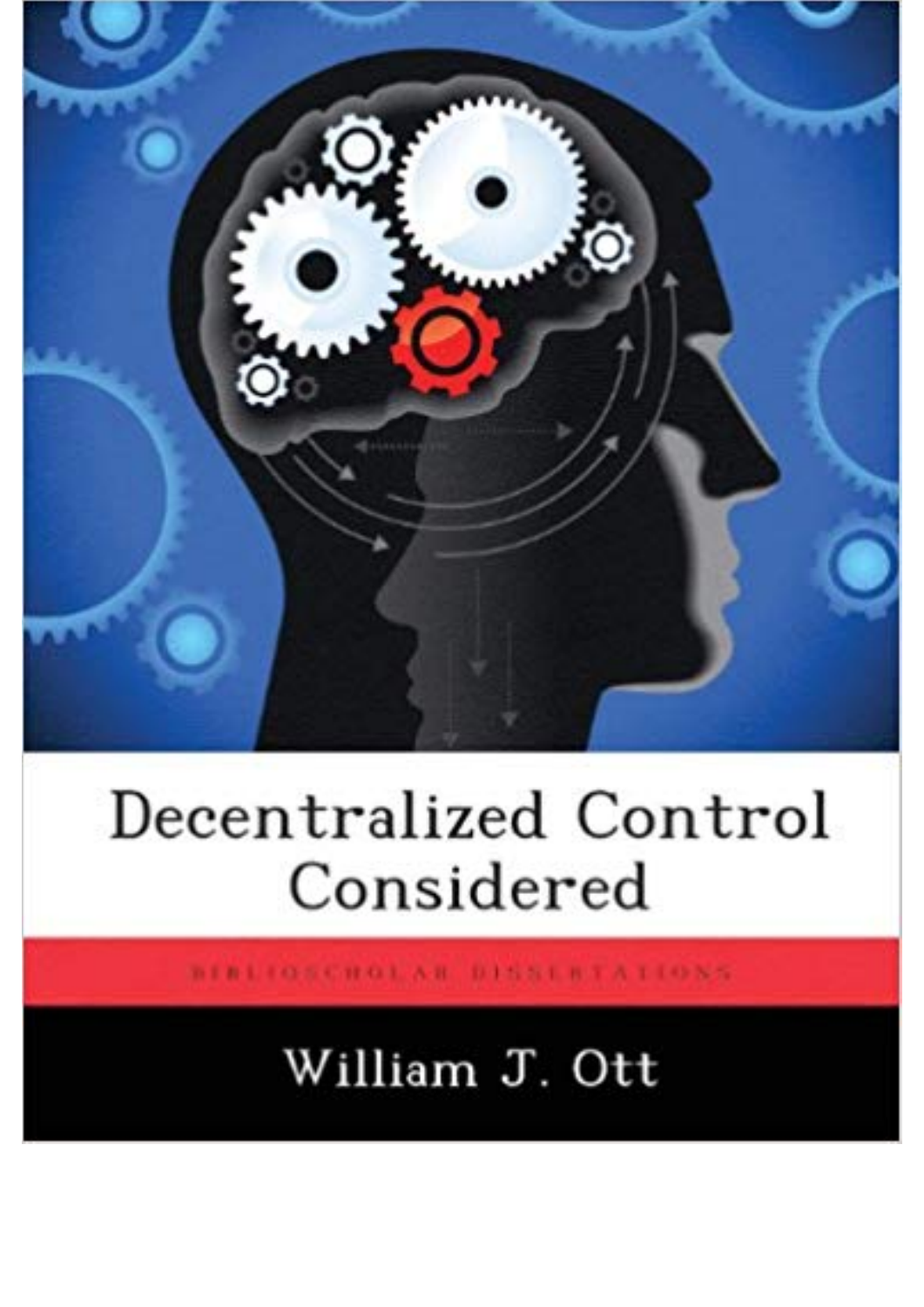# Decentralized Control Considered

BIBLIOSCHOLAR DISSERTATIONS

William J. Ott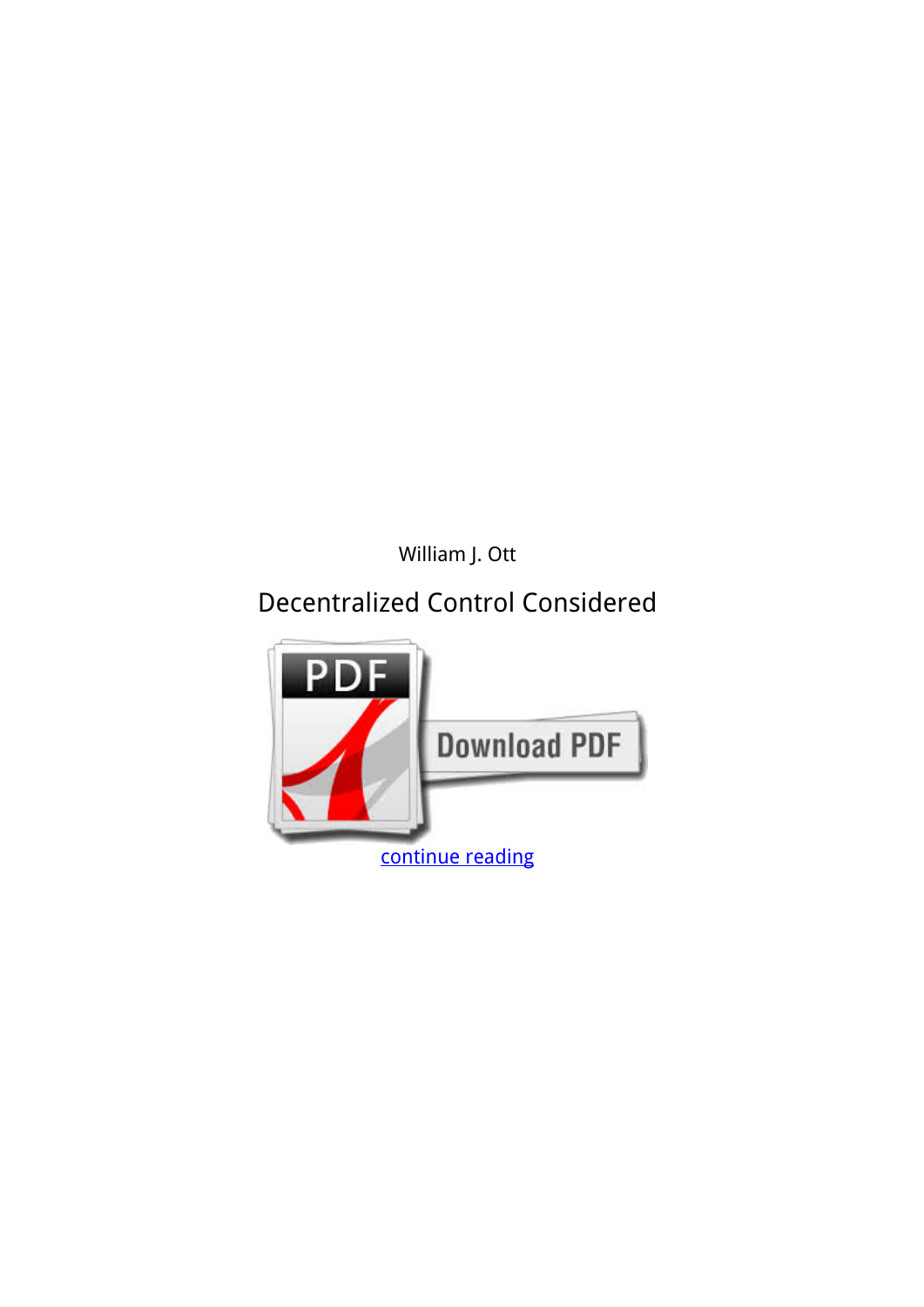William J. Ott

Decentralized Control Considered

continue reading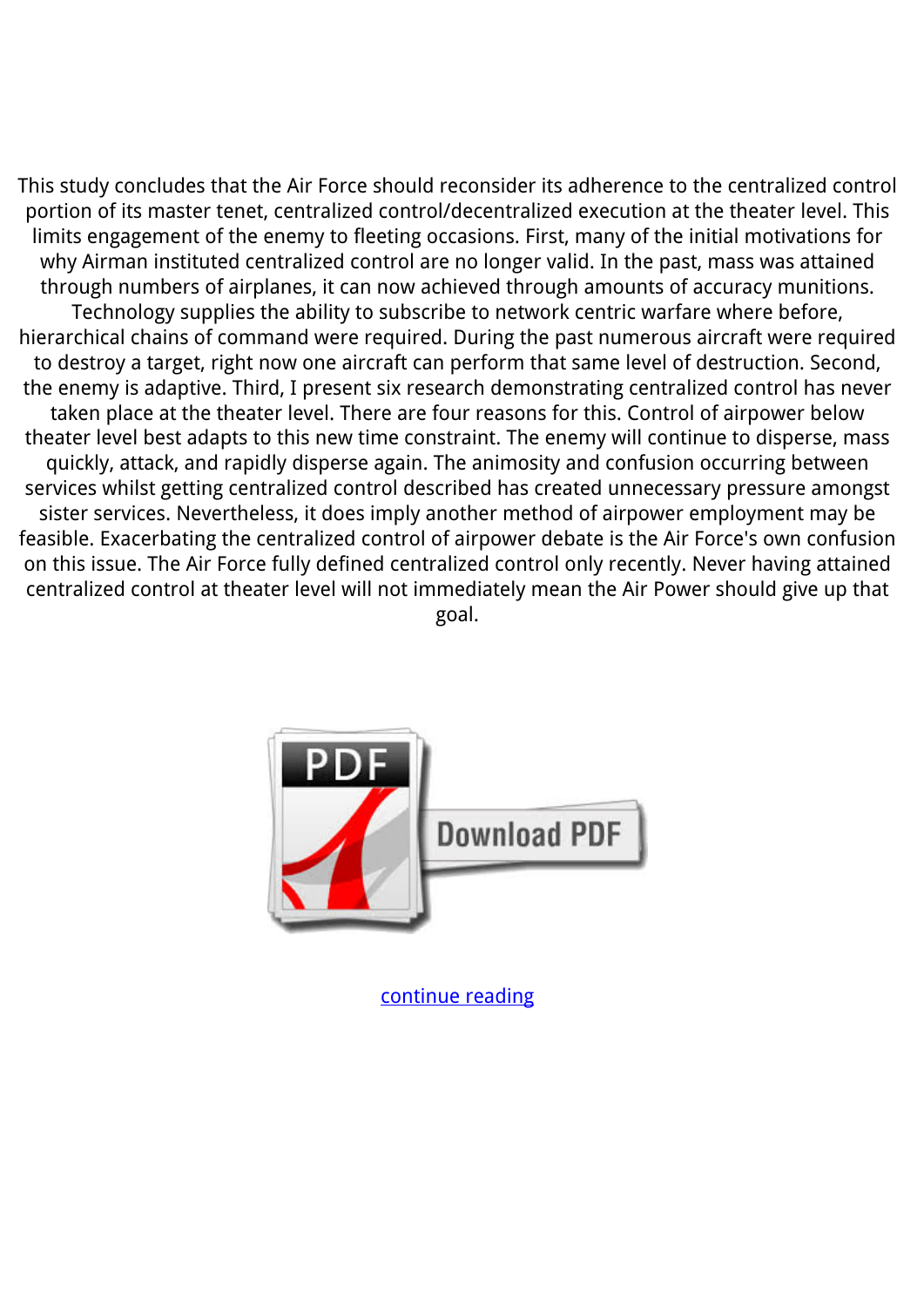This study concludes that the Air Force should reconsider its adherence to the centralized control portion of its master tenet, centralized control/decentralized execution at the theater level. This limits engagement of the enemy to fleeting occasions. First, many of the initial motivations for why Airman instituted centralized control are no longer valid. In the past, mass was attained through numbers of airplanes, it can now achieved through amounts of accuracy munitions. Technology supplies the ability to subscribe to network centric warfare where before, hierarchical chains of command were required. During the past numerous aircraft were required to destroy a target, right now one aircraft can perform that same level of destruction. Second, the enemy is adaptive. Third, I present six research demonstrating centralized control has never taken place at the theater level. There are four reasons for this. Control of airpower below theater level best adapts to this new time constraint. The enemy will continue to disperse, mass quickly, attack, and rapidly disperse again. The animosity and confusion occurring between services whilst getting centralized control described has created unnecessary pressure amongst sister services. Nevertheless, it does imply another method of airpower employment may be feasible. Exacerbating the centralized control of airpower debate is the Air Force's own confusion on this issue. The Air Force fully defined centralized control only recently. Never having attained centralized control at theater level will not immediately mean the Air Power should give up that goal.

Download PDF

continue reading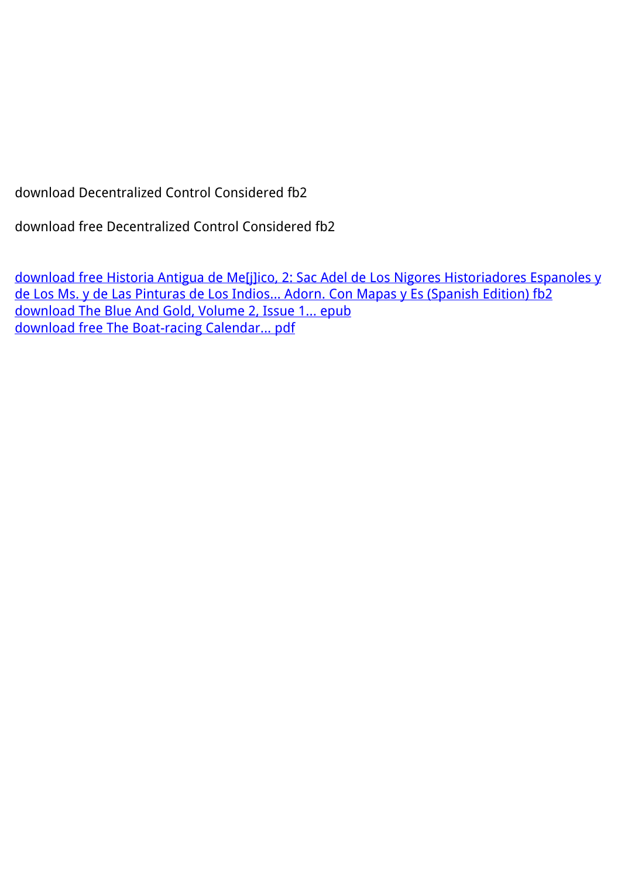download Decentralized Control Considered fb2

download free Decentralized Control Considered fb2

download free Historia Antigua de Me[j]ico, 2: Sac Adel de Los Nigores Historiadores Espanoles y de Los Ms. y de Las Pinturas de Los Indios... Adorn. Con Mapas y Es (Spanish Edition) fb2
download The Blue And Gold, Volume 2, Issue 1... epub
download free The Boat-racing Calendar... pdf